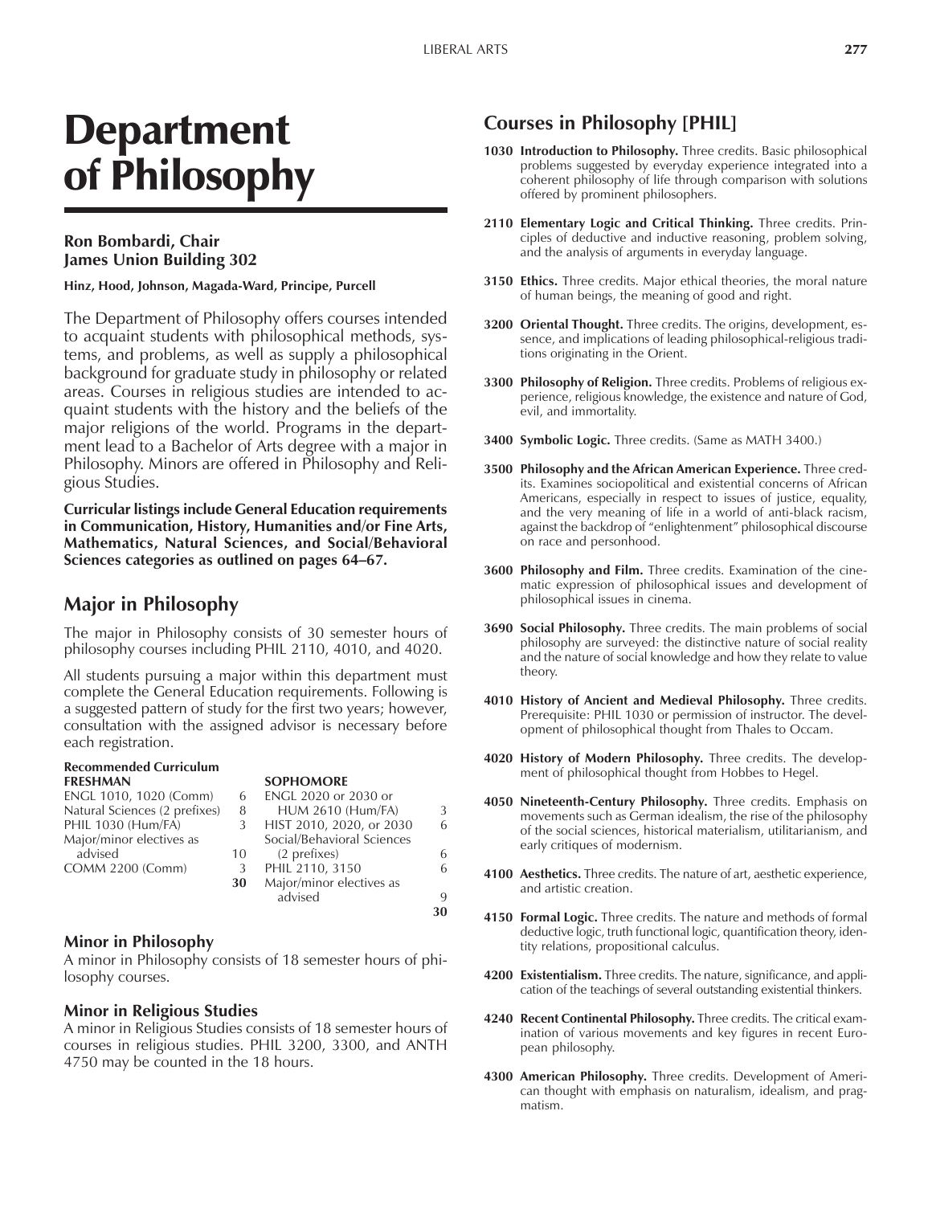# Department of Philosophy

### Ron Bombardi, Chair
### James Union Building 302

**Hinz, Hood, Johnson, Magada-Ward, Principe, Purcell**

The Department of Philosophy offers courses intended to acquaint students with philosophical methods, systems, and problems, as well as supply a philosophical background for graduate study in philosophy or related areas. Courses in religious studies are intended to acquaint students with the history and the beliefs of the major religions of the world. Programs in the department lead to a Bachelor of Arts degree with a major in Philosophy. Minors are offered in Philosophy and Religious Studies.

**Curricular listings include General Education requirements in Communication, History, Humanities and/or Fine Arts, Mathematics, Natural Sciences, and Social/Behavioral Sciences categories as outlined on pages 64–67.**

## Major in Philosophy

The major in Philosophy consists of 30 semester hours of philosophy courses including PHIL 2110, 4010, and 4020.

All students pursuing a major within this department must complete the General Education requirements. Following is a suggested pattern of study for the first two years; however, consultation with the assigned advisor is necessary before each registration.

**Recommended Curriculum**

| FRESHMAN | | SOPHOMORE | |
|---|---|---|---|
| ENGL 1010, 1020 (Comm) | 6 | ENGL 2020 or 2030 or HUM 2610 (Hum/FA) | 3 |
| Natural Sciences (2 prefixes) | 8 | HIST 2010, 2020, or 2030 | 6 |
| PHIL 1030 (Hum/FA) | 3 | Social/Behavioral Sciences (2 prefixes) | 6 |
| Major/minor electives as advised | 10 | PHIL 2110, 3150 | 6 |
| COMM 2200 (Comm) | 3 | Major/minor electives as advised | 9 |
| | **30** | | **30** |

### Minor in Philosophy

A minor in Philosophy consists of 18 semester hours of philosophy courses.

### Minor in Religious Studies

A minor in Religious Studies consists of 18 semester hours of courses in religious studies. PHIL 3200, 3300, and ANTH 4750 may be counted in the 18 hours.

## Courses in Philosophy [PHIL]

**1030 Introduction to Philosophy.** Three credits. Basic philosophical problems suggested by everyday experience integrated into a coherent philosophy of life through comparison with solutions offered by prominent philosophers.

**2110 Elementary Logic and Critical Thinking.** Three credits. Principles of deductive and inductive reasoning, problem solving, and the analysis of arguments in everyday language.

**3150 Ethics.** Three credits. Major ethical theories, the moral nature of human beings, the meaning of good and right.

**3200 Oriental Thought.** Three credits. The origins, development, essence, and implications of leading philosophical-religious traditions originating in the Orient.

**3300 Philosophy of Religion.** Three credits. Problems of religious experience, religious knowledge, the existence and nature of God, evil, and immortality.

**3400 Symbolic Logic.** Three credits. (Same as MATH 3400.)

**3500 Philosophy and the African American Experience.** Three credits. Examines sociopolitical and existential concerns of African Americans, especially in respect to issues of justice, equality, and the very meaning of life in a world of anti-black racism, against the backdrop of "enlightenment" philosophical discourse on race and personhood.

**3600 Philosophy and Film.** Three credits. Examination of the cinematic expression of philosophical issues and development of philosophical issues in cinema.

**3690 Social Philosophy.** Three credits. The main problems of social philosophy are surveyed: the distinctive nature of social reality and the nature of social knowledge and how they relate to value theory.

**4010 History of Ancient and Medieval Philosophy.** Three credits. Prerequisite: PHIL 1030 or permission of instructor. The development of philosophical thought from Thales to Occam.

**4020 History of Modern Philosophy.** Three credits. The development of philosophical thought from Hobbes to Hegel.

**4050 Nineteenth-Century Philosophy.** Three credits. Emphasis on movements such as German idealism, the rise of the philosophy of the social sciences, historical materialism, utilitarianism, and early critiques of modernism.

**4100 Aesthetics.** Three credits. The nature of art, aesthetic experience, and artistic creation.

**4150 Formal Logic.** Three credits. The nature and methods of formal deductive logic, truth functional logic, quantification theory, identity relations, propositional calculus.

**4200 Existentialism.** Three credits. The nature, significance, and application of the teachings of several outstanding existential thinkers.

**4240 Recent Continental Philosophy.** Three credits. The critical examination of various movements and key figures in recent European philosophy.

**4300 American Philosophy.** Three credits. Development of American thought with emphasis on naturalism, idealism, and pragmatism.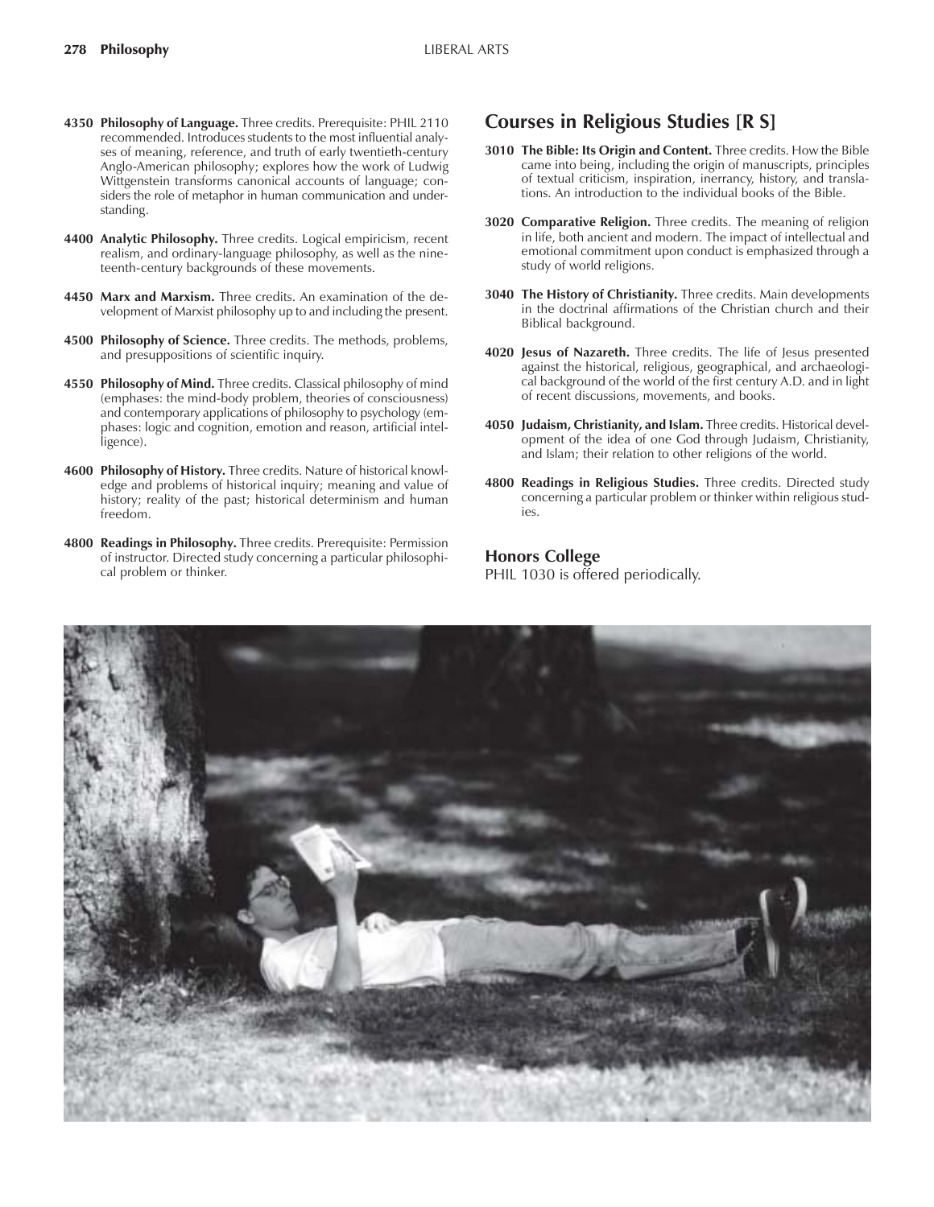**4350 Philosophy of Language.** Three credits. Prerequisite: PHIL 2110 recommended. Introduces students to the most influential analyses of meaning, reference, and truth of early twentieth-century Anglo-American philosophy; explores how the work of Ludwig Wittgenstein transforms canonical accounts of language; considers the role of metaphor in human communication and understanding.

**4400 Analytic Philosophy.** Three credits. Logical empiricism, recent realism, and ordinary-language philosophy, as well as the nineteenth-century backgrounds of these movements.

**4450 Marx and Marxism.** Three credits. An examination of the development of Marxist philosophy up to and including the present.

**4500 Philosophy of Science.** Three credits. The methods, problems, and presuppositions of scientific inquiry.

**4550 Philosophy of Mind.** Three credits. Classical philosophy of mind (emphases: the mind-body problem, theories of consciousness) and contemporary applications of philosophy to psychology (emphases: logic and cognition, emotion and reason, artificial intelligence).

**4600 Philosophy of History.** Three credits. Nature of historical knowledge and problems of historical inquiry; meaning and value of history; reality of the past; historical determinism and human freedom.

**4800 Readings in Philosophy.** Three credits. Prerequisite: Permission of instructor. Directed study concerning a particular philosophical problem or thinker.

## Courses in Religious Studies [R S]

**3010 The Bible: Its Origin and Content.** Three credits. How the Bible came into being, including the origin of manuscripts, principles of textual criticism, inspiration, inerrancy, history, and translations. An introduction to the individual books of the Bible.

**3020 Comparative Religion.** Three credits. The meaning of religion in life, both ancient and modern. The impact of intellectual and emotional commitment upon conduct is emphasized through a study of world religions.

**3040 The History of Christianity.** Three credits. Main developments in the doctrinal affirmations of the Christian church and their Biblical background.

**4020 Jesus of Nazareth.** Three credits. The life of Jesus presented against the historical, religious, geographical, and archaeological background of the world of the first century A.D. and in light of recent discussions, movements, and books.

**4050 Judaism, Christianity, and Islam.** Three credits. Historical development of the idea of one God through Judaism, Christianity, and Islam; their relation to other religions of the world.

**4800 Readings in Religious Studies.** Three credits. Directed study concerning a particular problem or thinker within religious studies.

### Honors College

PHIL 1030 is offered periodically.